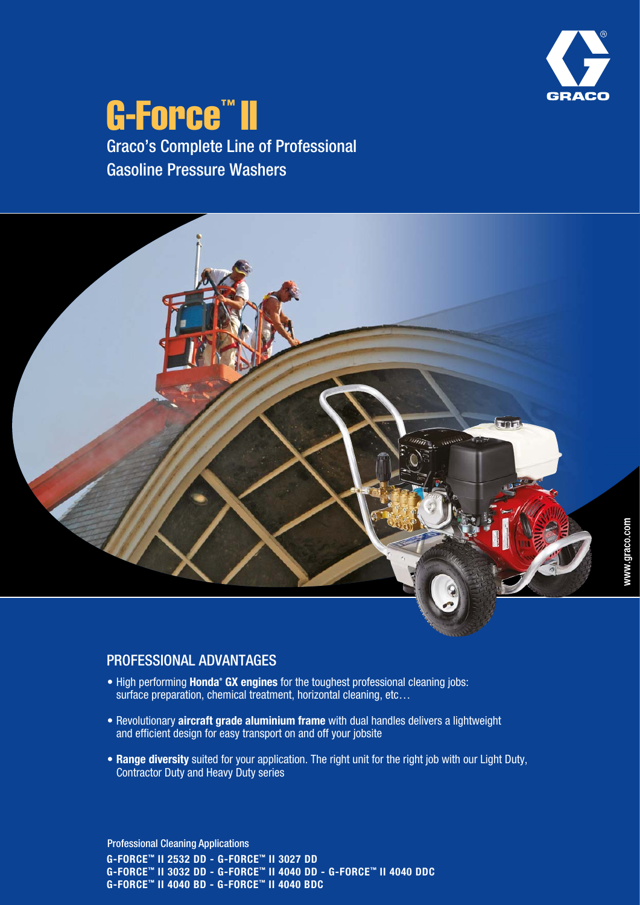# G-Force™ II

## Graco's Complete Line of Professional Gasoline Pressure Washers

www.graco.com

## PROFESSIONAL ADVANTAGES

- High performing **Honda® GX engines** for the toughest professional cleaning jobs: surface preparation, chemical treatment, horizontal cleaning, etc…
- Revolutionary **aircraft grade aluminium frame** with dual handles delivers a lightweight and efficient design for easy transport on and off your jobsite
- **Range diversity** suited for your application. The right unit for the right job with our Light Duty, Contractor Duty and Heavy Duty series

Professional Cleaning Applications

**G-FORCE™ II 2532 DD - G-FORCE™ II 3027 DD**
**G-FORCE™ II 3032 DD - G-FORCE™ II 4040 DD - G-FORCE™ II 4040 DDC**
**G-FORCE™ II 4040 BD - G-FORCE™ II 4040 BDC**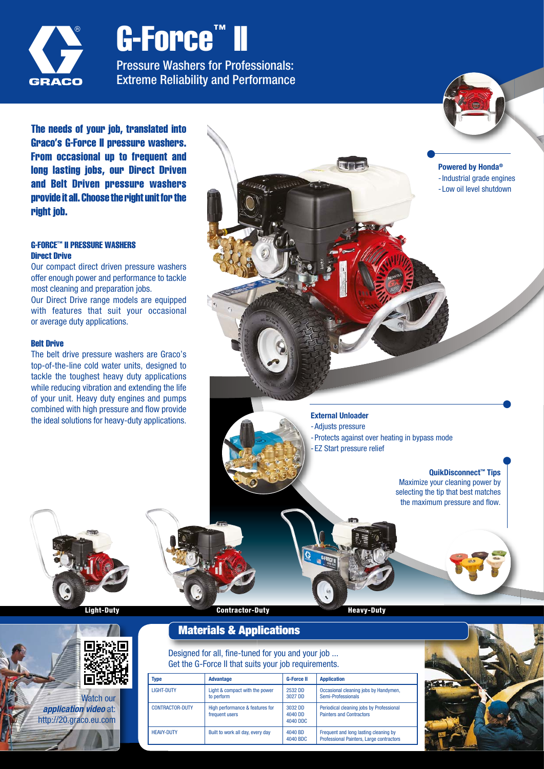# G-Force™ II

Pressure Washers for Professionals: Extreme Reliability and Performance

**The needs of your job, translated into Graco's G-Force II pressure washers. From occasional up to frequent and long lasting jobs, our Direct Driven and Belt Driven pressure washers provide it all. Choose the right unit for the right job.**

### G-FORCE™ II PRESSURE WASHERS

#### Direct Drive

Our compact direct driven pressure washers offer enough power and performance to tackle most cleaning and preparation jobs.

Our Direct Drive range models are equipped with features that suit your occasional or average duty applications.

#### Belt Drive

The belt drive pressure washers are Graco's top-of-the-line cold water units, designed to tackle the toughest heavy duty applications while reducing vibration and extending the life of your unit. Heavy duty engines and pumps combined with high pressure and flow provide the ideal solutions for heavy-duty applications.

**Powered by Honda®**
- Industrial grade engines
- Low oil level shutdown

**External Unloader**
- Adjusts pressure
- Protects against over heating in bypass mode
- EZ Start pressure relief

**QuikDisconnect™ Tips**
Maximize your cleaning power by selecting the tip that best matches the maximum pressure and flow.

Light-Duty | Contractor-Duty | Heavy-Duty

Watch our *application video* at: http://20.graco.eu.com

## Materials & Applications

Designed for all, fine-tuned for you and your job ...
Get the G-Force II that suits your job requirements.

| Type | Advantage | G-Force II | Application |
|---|---|---|---|
| LIGHT-DUTY | Light & compact with the power to perform | 2532 DD<br>3027 DD | Occasional cleaning jobs by Handymen, Semi-Professionals |
| CONTRACTOR-DUTY | High performance & features for frequent users | 3032 DD<br>4040 DD<br>4040 DDC | Periodical cleaning jobs by Professional Painters and Contractors |
| HEAVY-DUTY | Built to work all day, every day | 4040 BD<br>4040 BDC | Frequent and long lasting cleaning by Professional Painters, Large contractors |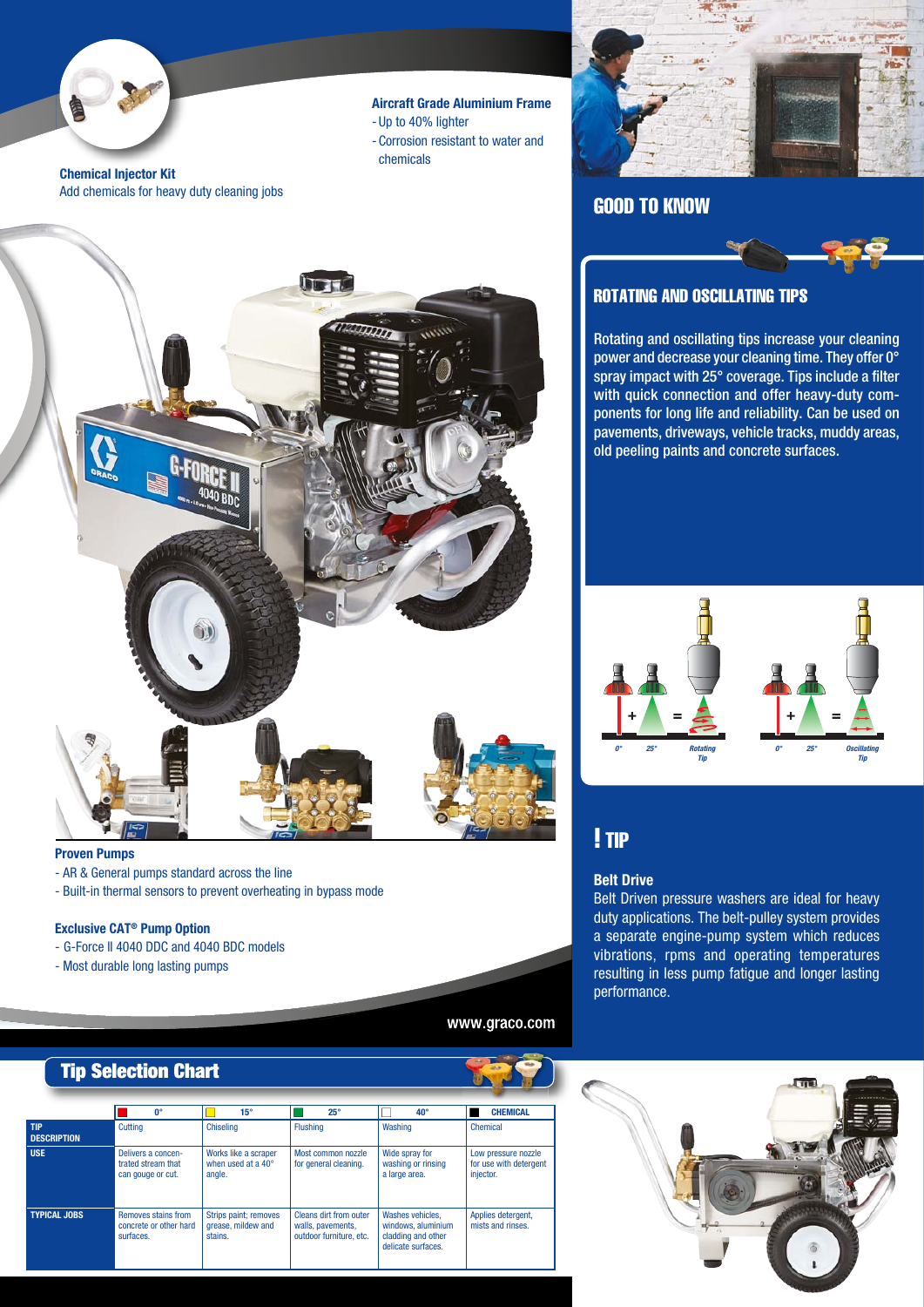**Chemical Injector Kit**
Add chemicals for heavy duty cleaning jobs

**Aircraft Grade Aluminium Frame**
- Up to 40% lighter
- Corrosion resistant to water and chemicals

**Proven Pumps**
- AR & General pumps standard across the line
- Built-in thermal sensors to prevent overheating in bypass mode

**Exclusive CAT® Pump Option**
- G-Force II 4040 DDC and 4040 BDC models
- Most durable long lasting pumps

www.graco.com

## GOOD TO KNOW

### ROTATING AND OSCILLATING TIPS

Rotating and oscillating tips increase your cleaning power and decrease your cleaning time. They offer 0° spray impact with 25° coverage. Tips include a filter with quick connection and offer heavy-duty components for long life and reliability. Can be used on pavements, driveways, vehicle tracks, muddy areas, old peeling paints and concrete surfaces.

0° + 25° = Rotating Tip

0° + 25° = Oscillating Tip

## ! TIP

**Belt Drive**
Belt Driven pressure washers are ideal for heavy duty applications. The belt-pulley system provides a separate engine-pump system which reduces vibrations, rpms and operating temperatures resulting in less pump fatigue and longer lasting performance.

## Tip Selection Chart

| | 0° | 15° | 25° | 40° | CHEMICAL |
|---|---|---|---|---|---|
| **TIP DESCRIPTION** | Cutting | Chiseling | Flushing | Washing | Chemical |
| **USE** | Delivers a concentrated stream that can gouge or cut. | Works like a scraper when used at a 40° angle. | Most common nozzle for general cleaning. | Wide spray for washing or rinsing a large area. | Low pressure nozzle for use with detergent injector. |
| **TYPICAL JOBS** | Removes stains from concrete or other hard surfaces. | Strips paint; removes grease, mildew and stains. | Cleans dirt from outer walls, pavements, outdoor furniture, etc. | Washes vehicles, windows, aluminium cladding and other delicate surfaces. | Applies detergent, mists and rinses. |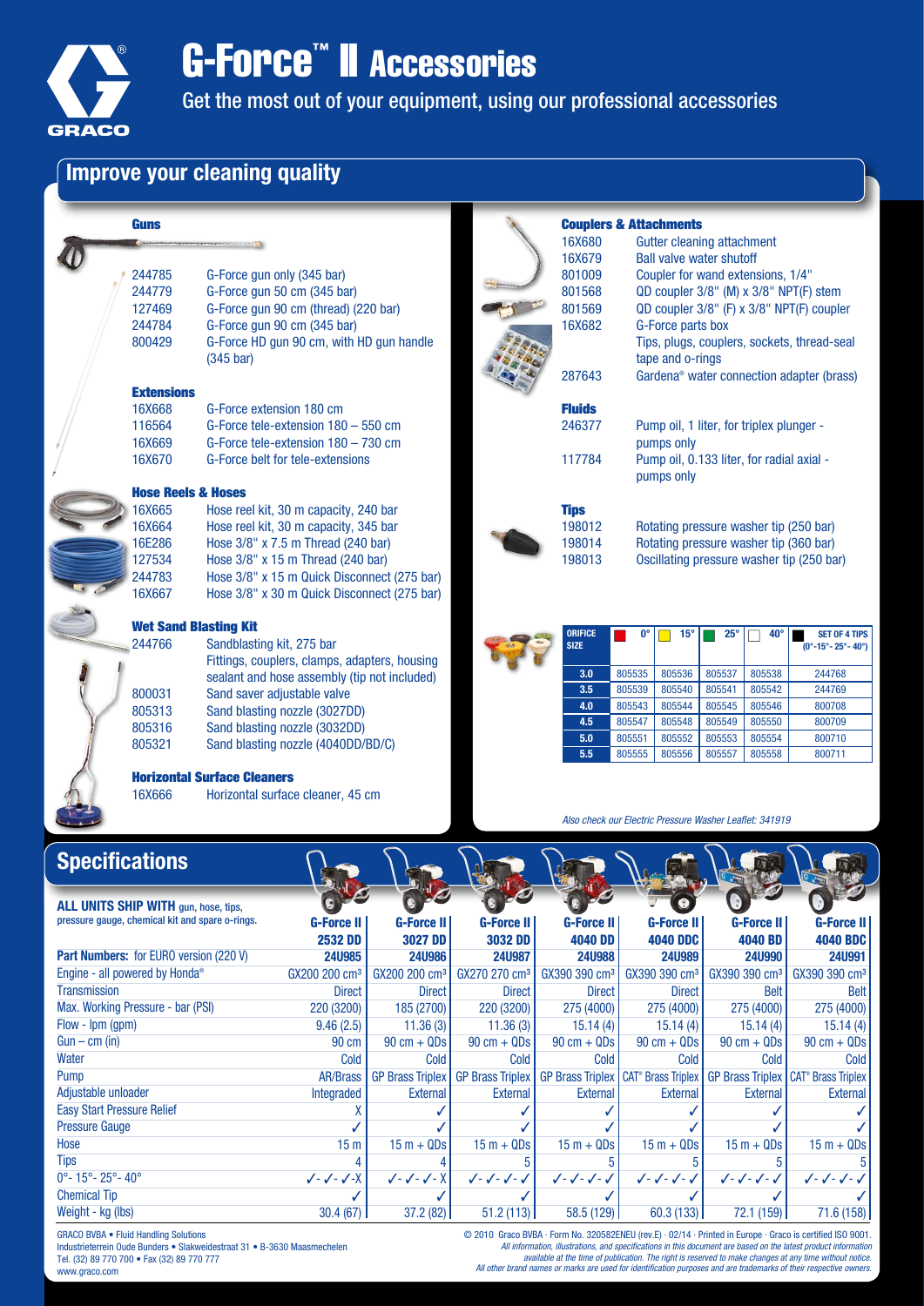# G-Force™ II Accessories

Get the most out of your equipment, using our professional accessories

## Improve your cleaning quality

### Guns

| | |
|---|---|
| 244785 | G-Force gun only (345 bar) |
| 244779 | G-Force gun 50 cm (345 bar) |
| 127469 | G-Force gun 90 cm (thread) (220 bar) |
| 244784 | G-Force HD gun 90 cm (345 bar) |
| 800429 | G-Force HD gun 90 cm, with HD gun handle (345 bar) |

### Extensions

| | |
|---|---|
| 16X668 | G-Force extension 180 cm |
| 116564 | G-Force tele-extension 180 – 550 cm |
| 16X669 | G-Force tele-extension 180 – 730 cm |
| 16X670 | G-Force belt for tele-extensions |

### Hose Reels & Hoses

| | |
|---|---|
| 16X665 | Hose reel kit, 30 m capacity, 240 bar |
| 16X664 | Hose reel kit, 30 m capacity, 345 bar |
| 16E286 | Hose 3/8" x 7.5 m Thread (240 bar) |
| 127534 | Hose 3/8" x 15 m Thread (240 bar) |
| 244783 | Hose 3/8" x 15 m Quick Disconnect (275 bar) |
| 16X667 | Hose 3/8" x 30 m Quick Disconnect (275 bar) |

### Wet Sand Blasting Kit

| | |
|---|---|
| 244766 | Sandblasting kit, 275 bar<br>Fittings, couplers, clamps, adapters, housing sealant and hose assembly (tip not included) |
| 800031 | Sand saver adjustable valve |
| 805313 | Sand blasting nozzle (3027DD) |
| 805316 | Sand blasting nozzle (3032DD) |
| 805321 | Sand blasting nozzle (4040DD/BD/C) |

### Horizontal Surface Cleaners

| | |
|---|---|
| 16X666 | Horizontal surface cleaner, 45 cm |

### Couplers & Attachments

| | |
|---|---|
| 16X680 | Gutter cleaning attachment |
| 16X679 | Ball valve water shutoff |
| 801009 | Coupler for wand extensions, 1/4" |
| 801568 | QD coupler 3/8" (M) x 3/8" NPT(F) stem |
| 801569 | QD coupler 3/8" (F) x 3/8" NPT(F) coupler |
| 16X682 | G-Force parts box<br>Tips, plugs, couplers, sockets, thread-seal tape and o-rings |
| 287643 | Gardena® water connection adapter (brass) |

### Fluids

| | |
|---|---|
| 246377 | Pump oil, 1 liter, for triplex plunger - pumps only |
| 117784 | Pump oil, 0.133 liter, for radial axial - pumps only |

### Tips

| | |
|---|---|
| 198012 | Rotating pressure washer tip (250 bar) |
| 198014 | Rotating pressure washer tip (360 bar) |
| 198013 | Oscillating pressure washer tip (250 bar) |

| ORIFICE SIZE | 0° | 15° | 25° | 40° | SET OF 4 TIPS (0°-15°-25°-40°) |
|---|---|---|---|---|---|
| 3.0 | 805535 | 805536 | 805537 | 805538 | 244768 |
| 3.5 | 805539 | 805540 | 805541 | 805542 | 244769 |
| 4.0 | 805543 | 805544 | 805545 | 805546 | 800708 |
| 4.5 | 805547 | 805548 | 805549 | 805550 | 800709 |
| 5.0 | 805551 | 805552 | 805553 | 805554 | 800710 |
| 5.5 | 805555 | 805556 | 805557 | 805558 | 800711 |

*Also check our Electric Pressure Washer Leaflet: 341919*

## Specifications

| ALL UNITS SHIP WITH gun, hose, tips, pressure gauge, chemical kit and spare o-rings. | G-Force II 2532 DD | G-Force II 3027 DD | G-Force II 3032 DD | G-Force II 4040 DD | G-Force II 4040 DDC | G-Force II 4040 BD | G-Force II 4040 BDC |
|---|---|---|---|---|---|---|---|
| **Part Numbers:** for EURO version (220 V) | **24U985** | **24U986** | **24U987** | **24U988** | **24U989** | **24U990** | **24U991** |
| Engine - all powered by Honda® | GX200 200 cm³ | GX200 200 cm³ | GX270 270 cm³ | GX390 390 cm³ | GX390 390 cm³ | GX390 390 cm³ | GX390 390 cm³ |
| Transmission | Direct | Direct | Direct | Direct | Direct | Belt | Belt |
| Max. Working Pressure - bar (PSI) | 220 (3200) | 185 (2700) | 220 (3200) | 275 (4000) | 275 (4000) | 275 (4000) | 275 (4000) |
| Flow - lpm (gpm) | 9.46 (2.5) | 11.36 (3) | 11.36 (3) | 15.14 (4) | 15.14 (4) | 15.14 (4) | 15.14 (4) |
| Gun – cm (in) | 90 cm | 90 cm + QDs | 90 cm + QDs | 90 cm + QDs | 90 cm + QDs | 90 cm + QDs | 90 cm + QDs |
| Water | Cold | Cold | Cold | Cold | Cold | Cold | Cold |
| Pump | AR/Brass | GP Brass Triplex | GP Brass Triplex | GP Brass Triplex | CAT® Brass Triplex | GP Brass Triplex | CAT® Brass Triplex |
| Adjustable unloader | Integraded | External | External | External | External | External | External |
| Easy Start Pressure Relief | X | ✓ | ✓ | ✓ | ✓ | ✓ | ✓ |
| Pressure Gauge | ✓ | ✓ | ✓ | ✓ | ✓ | ✓ | ✓ |
| Hose | 15 m | 15 m + QDs | 15 m + QDs | 15 m + QDs | 15 m + QDs | 15 m + QDs | 15 m + QDs |
| Tips | 4 | 4 | 5 | 5 | 5 | 5 | 5 |
| 0°- 15°- 25°- 40° | ✓- ✓- ✓-X | ✓- ✓- ✓- X | ✓- ✓- ✓- ✓ | ✓- ✓- ✓- ✓ | ✓- ✓- ✓- ✓ | ✓- ✓- ✓- ✓ | ✓- ✓- ✓- ✓ |
| Chemical Tip | ✓ | ✓ | ✓ | ✓ | ✓ | ✓ | ✓ |
| Weight - kg (lbs) | 30.4 (67) | 37.2 (82) | 51.2 (113) | 58.5 (129) | 60.3 (133) | 72.1 (159) | 71.6 (158) |

GRACO BVBA • Fluid Handling Solutions
Industrieterrein Oude Bunders • Slakweidestraat 31 • B-3630 Maasmechelen
Tel. (32) 89 770 700 • Fax (32) 89 770 777
www.graco.com

© 2010 Graco BVBA · Form No. 320582ENEU (rev.E) · 02/14 · Printed in Europe · Graco is certified ISO 9001.
*All information, illustrations, and specifications in this document are based on the latest product information available at the time of publication. The right is reserved to make changes at any time without notice. All other brand names or marks are used for identification purposes and are trademarks of their respective owners.*